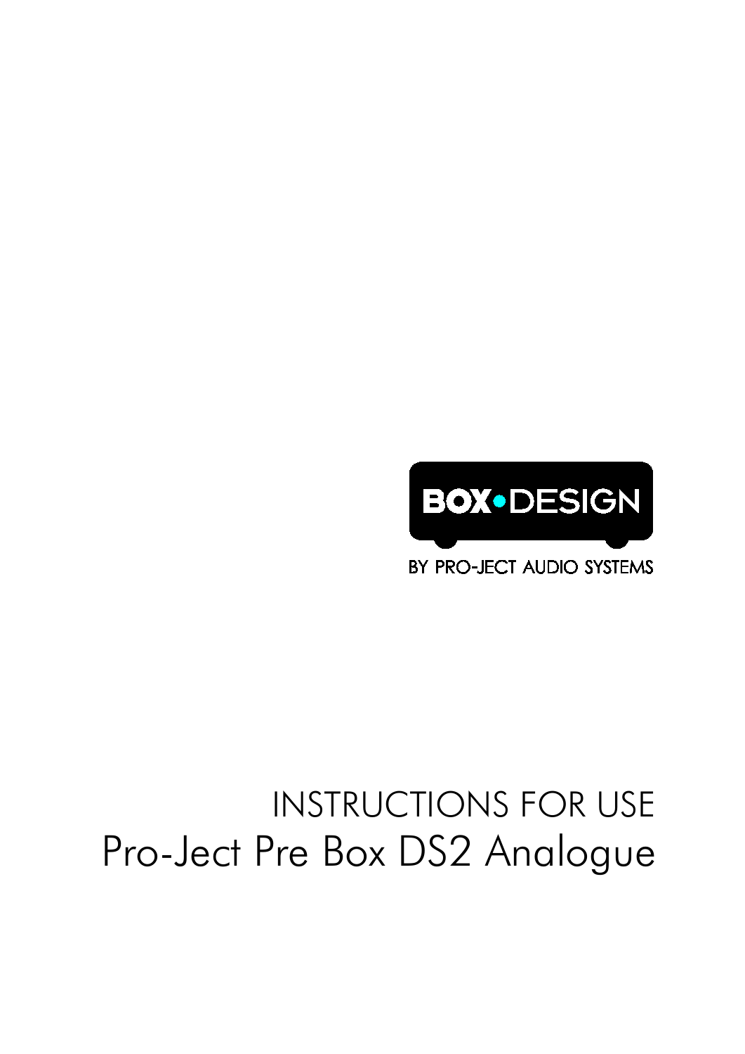BOX•DESIGN

BY PRO-JECT AUDIO SYSTEMS

# INSTRUCTIONS FOR USE

# Pro-Ject Pre Box DS2 Analogue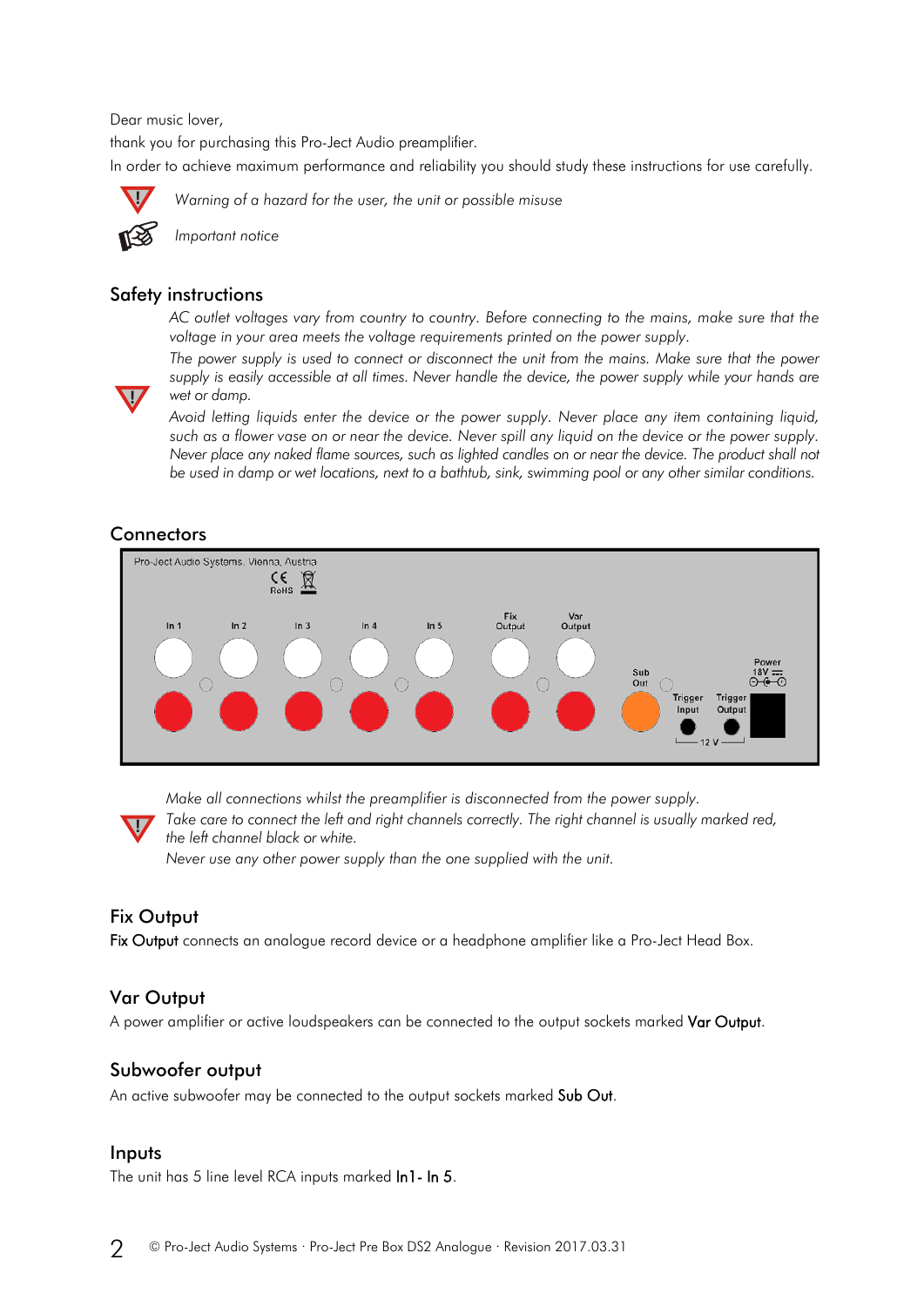Dear music lover,

thank you for purchasing this Pro-Ject Audio preamplifier.

In order to achieve maximum performance and reliability you should study these instructions for use carefully.

*Warning of a hazard for the user, the unit or possible misuse*

*Important notice*

## Safety instructions

*AC outlet voltages vary from country to country. Before connecting to the mains, make sure that the voltage in your area meets the voltage requirements printed on the power supply.*

*The power supply is used to connect or disconnect the unit from the mains. Make sure that the power supply is easily accessible at all times. Never handle the device, the power supply while your hands are wet or damp.*

*Avoid letting liquids enter the device or the power supply. Never place any item containing liquid, such as a flower vase on or near the device. Never spill any liquid on the device or the power supply. Never place any naked flame sources, such as lighted candles on or near the device. The product shall not be used in damp or wet locations, next to a bathtub, sink, swimming pool or any other similar conditions.*

## Connectors

Pro-Ject Audio Systems, Vienna, Austria

CE RoHS

In 1
In 2
In 3
In 4
In 5
Fix Output
Var Output
Sub Out
Trigger Input
Trigger Output
12 V
Power 18V

*Make all connections whilst the preamplifier is disconnected from the power supply.*

*Take care to connect the left and right channels correctly. The right channel is usually marked red, the left channel black or white.*

*Never use any other power supply than the one supplied with the unit.*

## Fix Output

**Fix Output** connects an analogue record device or a headphone amplifier like a Pro-Ject Head Box.

## Var Output

A power amplifier or active loudspeakers can be connected to the output sockets marked **Var Output**.

## Subwoofer output

An active subwoofer may be connected to the output sockets marked **Sub Out**.

## Inputs

The unit has 5 line level RCA inputs marked **In1- In 5**.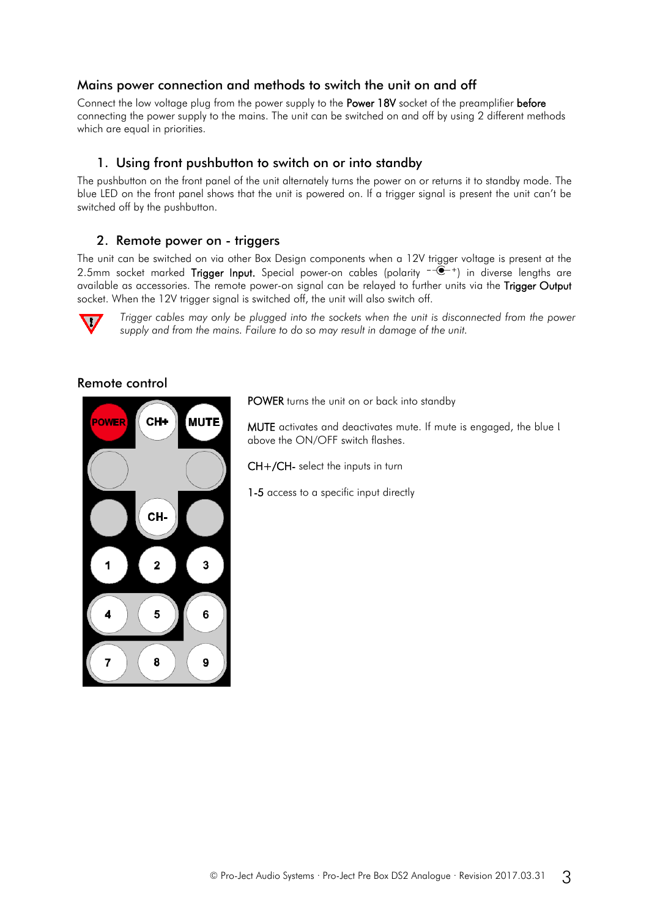## Mains power connection and methods to switch the unit on and off

Connect the low voltage plug from the power supply to the **Power 18V** socket of the preamplifier **before** connecting the power supply to the mains. The unit can be switched on and off by using 2 different methods which are equal in priorities.

### 1. Using front pushbutton to switch on or into standby

The pushbutton on the front panel of the unit alternately turns the power on or returns it to standby mode. The blue LED on the front panel shows that the unit is powered on. If a trigger signal is present the unit can't be switched off by the pushbutton.

### 2. Remote power on - triggers

The unit can be switched on via other Box Design components when a 12V trigger voltage is present at the 2.5mm socket marked **Trigger Input.** Special power-on cables (polarity −◐+) in diverse lengths are available as accessories. The remote power-on signal can be relayed to further units via the **Trigger Output** socket. When the 12V trigger signal is switched off, the unit will also switch off.

*Trigger cables may only be plugged into the sockets when the unit is disconnected from the power supply and from the mains. Failure to do so may result in damage of the unit.*

## Remote control

POWER
CH+
MUTE
CH-
1
2
3
4
5
6
7
8
9

**POWER** turns the unit on or back into standby

**MUTE** activates and deactivates mute. If mute is engaged, the blue l above the ON/OFF switch flashes.

**CH+/CH-** select the inputs in turn

**1-5** access to a specific input directly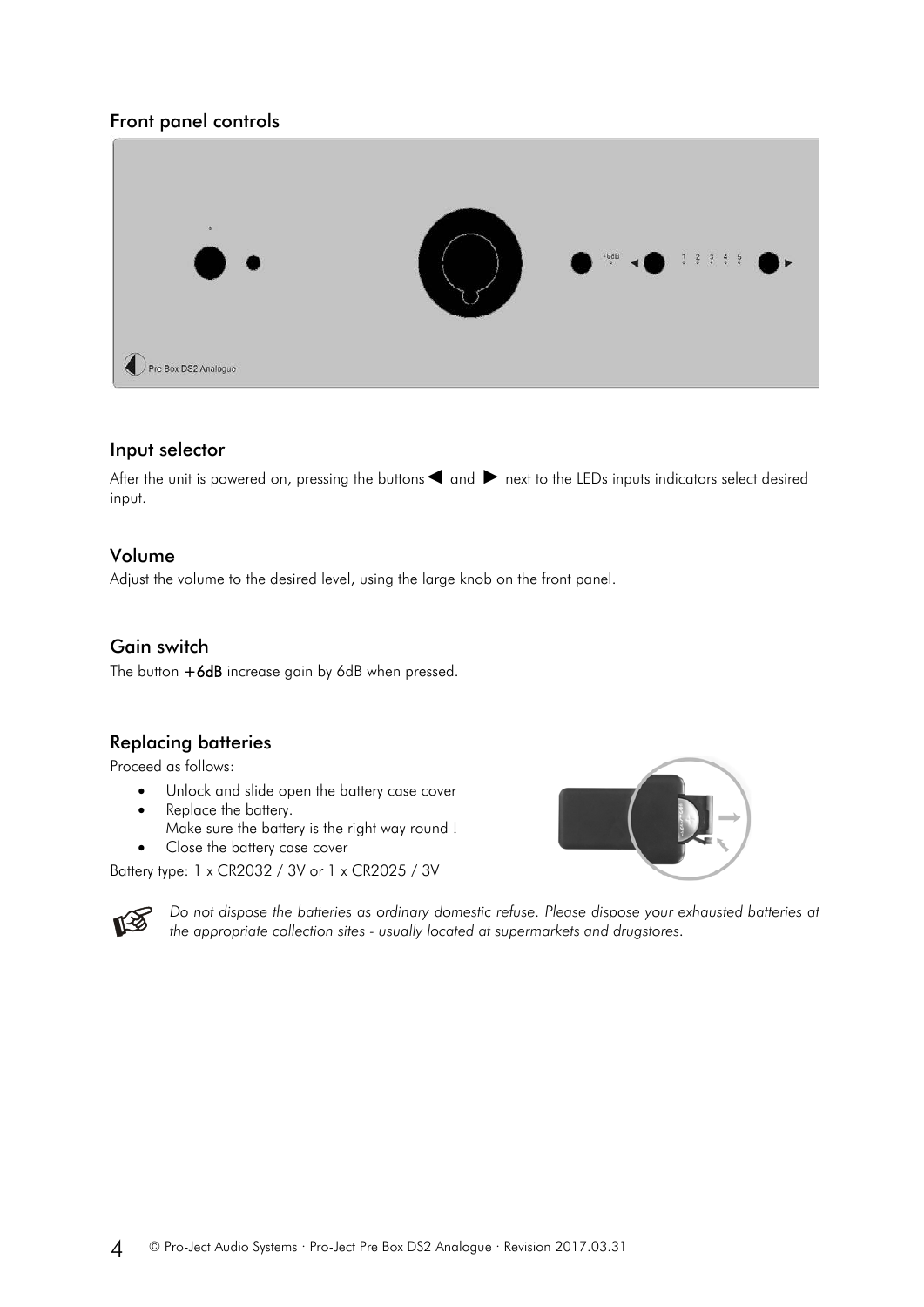## Front panel controls

## Input selector

After the unit is powered on, pressing the buttons◄ and ► next to the LEDs inputs indicators select desired input.

## Volume

Adjust the volume to the desired level, using the large knob on the front panel.

## Gain switch

The button **+6dB** increase gain by 6dB when pressed.

## Replacing batteries

Proceed as follows:

- Unlock and slide open the battery case cover
- Replace the battery.
  Make sure the battery is the right way round !
- Close the battery case cover

Battery type: 1 x CR2032 / 3V or 1 x CR2025 / 3V

*Do not dispose the batteries as ordinary domestic refuse. Please dispose your exhausted batteries at the appropriate collection sites - usually located at supermarkets and drugstores.*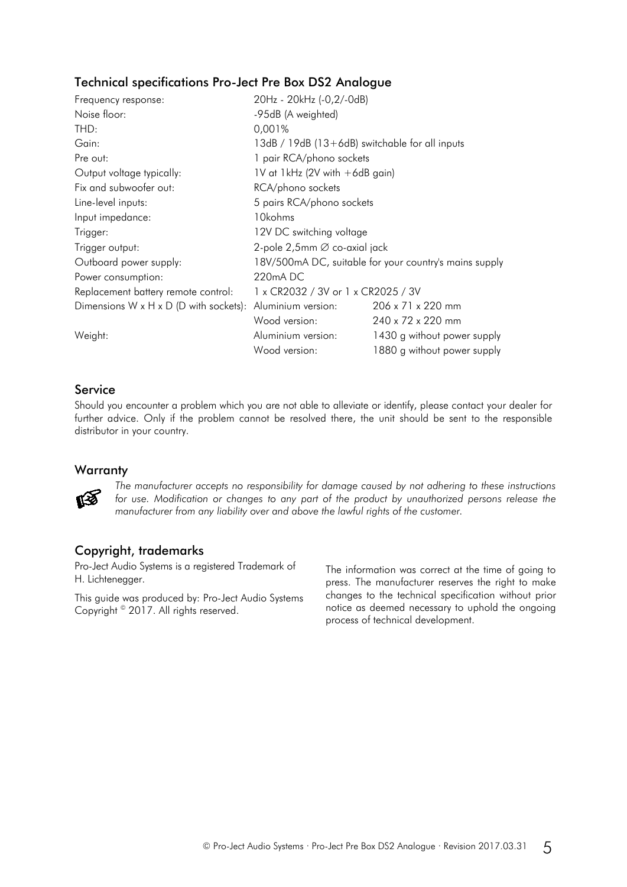## Technical specifications Pro-Ject Pre Box DS2 Analogue

| | | |
|---|---|---|
| Frequency response: | 20Hz - 20kHz (-0,2/-0dB) | |
| Noise floor: | -95dB (A weighted) | |
| THD: | 0,001% | |
| Gain: | 13dB / 19dB (13+6dB) switchable for all inputs | |
| Pre out: | 1 pair RCA/phono sockets | |
| Output voltage typically: | 1V at 1kHz (2V with +6dB gain) | |
| Fix and subwoofer out: | RCA/phono sockets | |
| Line-level inputs: | 5 pairs RCA/phono sockets | |
| Input impedance: | 10kohms | |
| Trigger: | 12V DC switching voltage | |
| Trigger output: | 2-pole 2,5mm ∅ co-axial jack | |
| Outboard power supply: | 18V/500mA DC, suitable for your country's mains supply | |
| Power consumption: | 220mA DC | |
| Replacement battery remote control: | 1 x CR2032 / 3V or 1 x CR2025 / 3V | |
| Dimensions W x H x D (D with sockets): | Aluminium version: | 206 x 71 x 220 mm |
| | Wood version: | 240 x 72 x 220 mm |
| Weight: | Aluminium version: | 1430 g without power supply |
| | Wood version: | 1880 g without power supply |

## Service

Should you encounter a problem which you are not able to alleviate or identify, please contact your dealer for further advice. Only if the problem cannot be resolved there, the unit should be sent to the responsible distributor in your country.

## Warranty

*The manufacturer accepts no responsibility for damage caused by not adhering to these instructions for use. Modification or changes to any part of the product by unauthorized persons release the manufacturer from any liability over and above the lawful rights of the customer.*

## Copyright, trademarks

Pro-Ject Audio Systems is a registered Trademark of H. Lichtenegger.

This guide was produced by: Pro-Ject Audio Systems Copyright © 2017. All rights reserved.

The information was correct at the time of going to press. The manufacturer reserves the right to make changes to the technical specification without prior notice as deemed necessary to uphold the ongoing process of technical development.